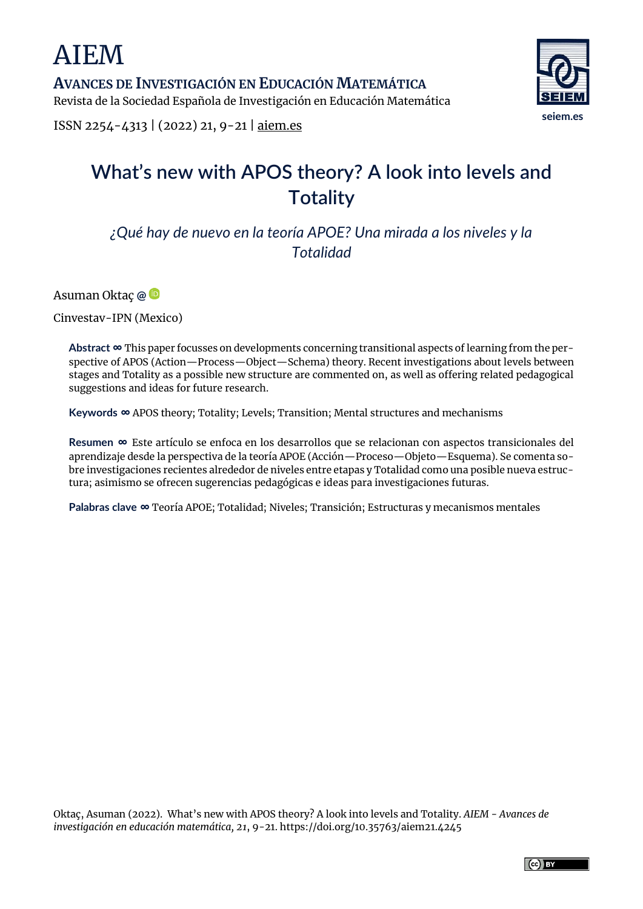# AIEM

**AVANCES DE INVESTIGACIÓN EN EDUCACIÓN MATEMÁTICA**

Revista de la Sociedad Española de Investigación en Educación Matemática

ISSN 2254-4313 | (2022) 21, 9-21 | aiem.es

seiem.es

# What's new with APOS theory? A look into levels and Totality

*¿Qué hay de nuevo en la teoría APOE? Una mirada a los niveles y la Totalidad*

Asuman Oktaç @

Cinvestav-IPN (Mexico)

**Abstract ∞** This paper focusses on developments concerning transitional aspects of learning from the perspective of APOS (Action—Process—Object—Schema) theory. Recent investigations about levels between stages and Totality as a possible new structure are commented on, as well as offering related pedagogical suggestions and ideas for future research.

**Keywords ∞** APOS theory; Totality; Levels; Transition; Mental structures and mechanisms

**Resumen ∞** Este artículo se enfoca en los desarrollos que se relacionan con aspectos transicionales del aprendizaje desde la perspectiva de la teoría APOE (Acción—Proceso—Objeto—Esquema). Se comenta sobre investigaciones recientes alrededor de niveles entre etapas y Totalidad como una posible nueva estructura; asimismo se ofrecen sugerencias pedagógicas e ideas para investigaciones futuras.

**Palabras clave ∞** Teoría APOE; Totalidad; Niveles; Transición; Estructuras y mecanismos mentales

Oktaç, Asuman (2022). What's new with APOS theory? A look into levels and Totality. *AIEM - Avances de investigación en educación matemática, 21*, 9-21. https://doi.org/10.35763/aiem21.4245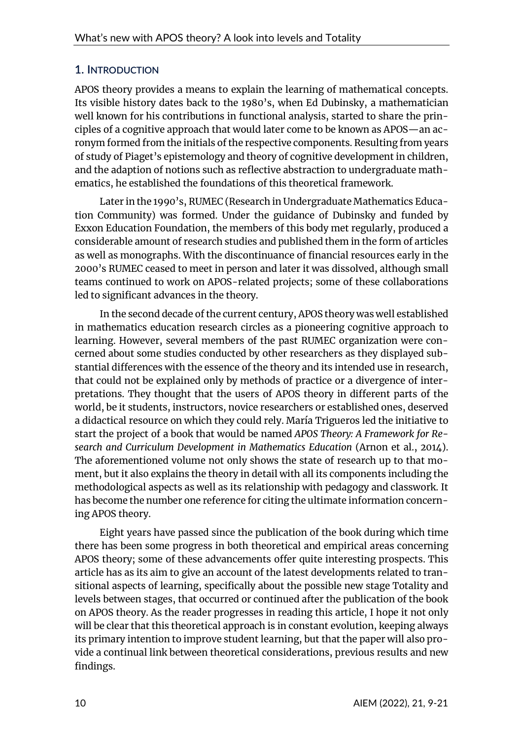## 1. INTRODUCTION

APOS theory provides a means to explain the learning of mathematical concepts. Its visible history dates back to the 1980's, when Ed Dubinsky, a mathematician well known for his contributions in functional analysis, started to share the principles of a cognitive approach that would later come to be known as APOS—an acronym formed from the initials of the respective components. Resulting from years of study of Piaget's epistemology and theory of cognitive development in children, and the adaption of notions such as reflective abstraction to undergraduate mathematics, he established the foundations of this theoretical framework.

Later in the 1990's, RUMEC (Research in Undergraduate Mathematics Education Community) was formed. Under the guidance of Dubinsky and funded by Exxon Education Foundation, the members of this body met regularly, produced a considerable amount of research studies and published them in the form of articles as well as monographs. With the discontinuance of financial resources early in the 2000's RUMEC ceased to meet in person and later it was dissolved, although small teams continued to work on APOS-related projects; some of these collaborations led to significant advances in the theory.

In the second decade of the current century, APOS theory was well established in mathematics education research circles as a pioneering cognitive approach to learning. However, several members of the past RUMEC organization were concerned about some studies conducted by other researchers as they displayed substantial differences with the essence of the theory and its intended use in research, that could not be explained only by methods of practice or a divergence of interpretations. They thought that the users of APOS theory in different parts of the world, be it students, instructors, novice researchers or established ones, deserved a didactical resource on which they could rely. María Trigueros led the initiative to start the project of a book that would be named *APOS Theory: A Framework for Research and Curriculum Development in Mathematics Education* (Arnon et al., 2014). The aforementioned volume not only shows the state of research up to that moment, but it also explains the theory in detail with all its components including the methodological aspects as well as its relationship with pedagogy and classwork. It has become the number one reference for citing the ultimate information concerning APOS theory.

Eight years have passed since the publication of the book during which time there has been some progress in both theoretical and empirical areas concerning APOS theory; some of these advancements offer quite interesting prospects. This article has as its aim to give an account of the latest developments related to transitional aspects of learning, specifically about the possible new stage Totality and levels between stages, that occurred or continued after the publication of the book on APOS theory. As the reader progresses in reading this article, I hope it not only will be clear that this theoretical approach is in constant evolution, keeping always its primary intention to improve student learning, but that the paper will also provide a continual link between theoretical considerations, previous results and new findings.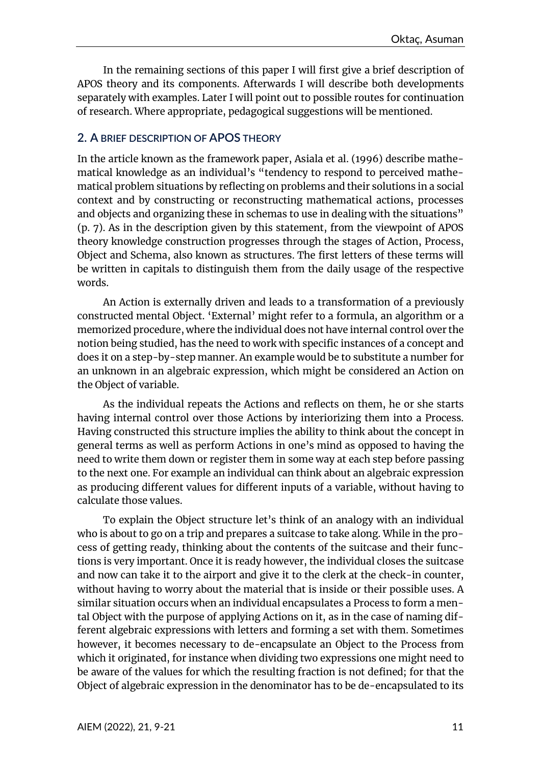In the remaining sections of this paper I will first give a brief description of APOS theory and its components. Afterwards I will describe both developments separately with examples. Later I will point out to possible routes for continuation of research. Where appropriate, pedagogical suggestions will be mentioned.

## 2. A BRIEF DESCRIPTION OF APOS THEORY

In the article known as the framework paper, Asiala et al. (1996) describe mathematical knowledge as an individual's "tendency to respond to perceived mathematical problem situations by reflecting on problems and their solutions in a social context and by constructing or reconstructing mathematical actions, processes and objects and organizing these in schemas to use in dealing with the situations" (p. 7). As in the description given by this statement, from the viewpoint of APOS theory knowledge construction progresses through the stages of Action, Process, Object and Schema, also known as structures. The first letters of these terms will be written in capitals to distinguish them from the daily usage of the respective words.

An Action is externally driven and leads to a transformation of a previously constructed mental Object. 'External' might refer to a formula, an algorithm or a memorized procedure, where the individual does not have internal control over the notion being studied, has the need to work with specific instances of a concept and does it on a step-by-step manner. An example would be to substitute a number for an unknown in an algebraic expression, which might be considered an Action on the Object of variable.

As the individual repeats the Actions and reflects on them, he or she starts having internal control over those Actions by interiorizing them into a Process. Having constructed this structure implies the ability to think about the concept in general terms as well as perform Actions in one's mind as opposed to having the need to write them down or register them in some way at each step before passing to the next one. For example an individual can think about an algebraic expression as producing different values for different inputs of a variable, without having to calculate those values.

To explain the Object structure let's think of an analogy with an individual who is about to go on a trip and prepares a suitcase to take along. While in the process of getting ready, thinking about the contents of the suitcase and their functions is very important. Once it is ready however, the individual closes the suitcase and now can take it to the airport and give it to the clerk at the check-in counter, without having to worry about the material that is inside or their possible uses. A similar situation occurs when an individual encapsulates a Process to form a mental Object with the purpose of applying Actions on it, as in the case of naming different algebraic expressions with letters and forming a set with them. Sometimes however, it becomes necessary to de-encapsulate an Object to the Process from which it originated, for instance when dividing two expressions one might need to be aware of the values for which the resulting fraction is not defined; for that the Object of algebraic expression in the denominator has to be de-encapsulated to its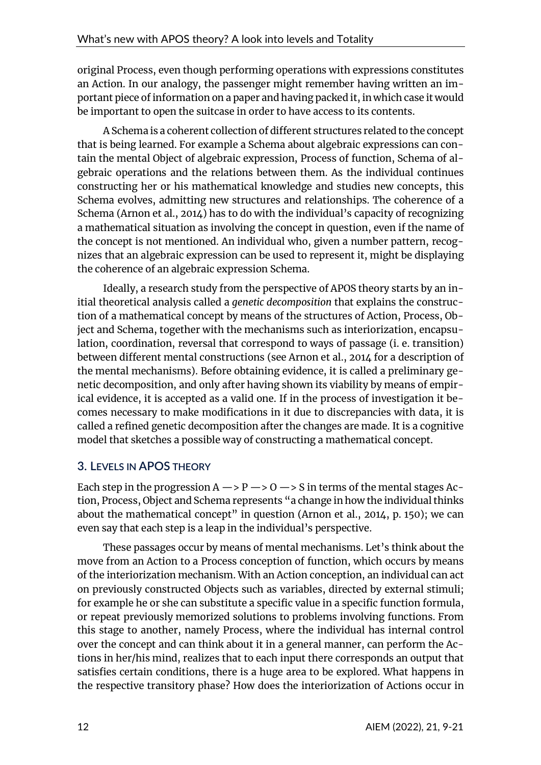original Process, even though performing operations with expressions constitutes an Action. In our analogy, the passenger might remember having written an important piece of information on a paper and having packed it, in which case it would be important to open the suitcase in order to have access to its contents.

A Schema is a coherent collection of different structures related to the concept that is being learned. For example a Schema about algebraic expressions can contain the mental Object of algebraic expression, Process of function, Schema of algebraic operations and the relations between them. As the individual continues constructing her or his mathematical knowledge and studies new concepts, this Schema evolves, admitting new structures and relationships. The coherence of a Schema (Arnon et al., 2014) has to do with the individual's capacity of recognizing a mathematical situation as involving the concept in question, even if the name of the concept is not mentioned. An individual who, given a number pattern, recognizes that an algebraic expression can be used to represent it, might be displaying the coherence of an algebraic expression Schema.

Ideally, a research study from the perspective of APOS theory starts by an initial theoretical analysis called a *genetic decomposition* that explains the construction of a mathematical concept by means of the structures of Action, Process, Object and Schema, together with the mechanisms such as interiorization, encapsulation, coordination, reversal that correspond to ways of passage (i. e. transition) between different mental constructions (see Arnon et al., 2014 for a description of the mental mechanisms). Before obtaining evidence, it is called a preliminary genetic decomposition, and only after having shown its viability by means of empirical evidence, it is accepted as a valid one. If in the process of investigation it becomes necessary to make modifications in it due to discrepancies with data, it is called a refined genetic decomposition after the changes are made. It is a cognitive model that sketches a possible way of constructing a mathematical concept.

## 3. Levels in APOS theory

Each step in the progression A —> P —> O —> S in terms of the mental stages Action, Process, Object and Schema represents "a change in how the individual thinks about the mathematical concept" in question (Arnon et al., 2014, p. 150); we can even say that each step is a leap in the individual's perspective.

These passages occur by means of mental mechanisms. Let's think about the move from an Action to a Process conception of function, which occurs by means of the interiorization mechanism. With an Action conception, an individual can act on previously constructed Objects such as variables, directed by external stimuli; for example he or she can substitute a specific value in a specific function formula, or repeat previously memorized solutions to problems involving functions. From this stage to another, namely Process, where the individual has internal control over the concept and can think about it in a general manner, can perform the Actions in her/his mind, realizes that to each input there corresponds an output that satisfies certain conditions, there is a huge area to be explored. What happens in the respective transitory phase? How does the interiorization of Actions occur in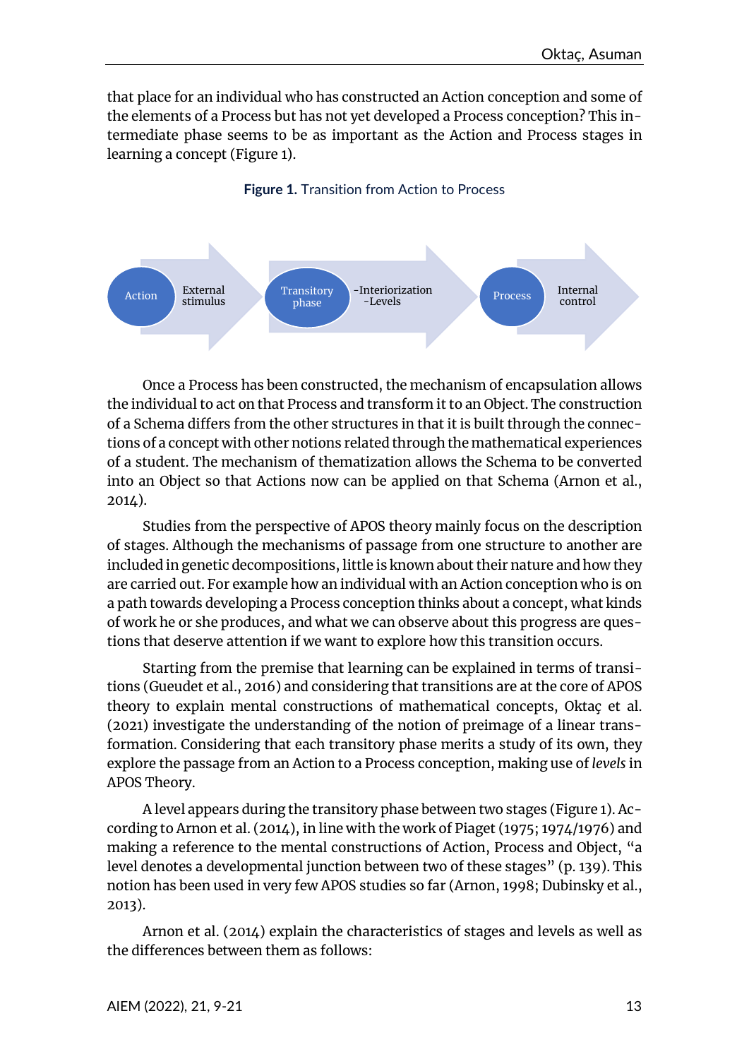that place for an individual who has constructed an Action conception and some of the elements of a Process but has not yet developed a Process conception? This intermediate phase seems to be as important as the Action and Process stages in learning a concept (Figure 1).

**Figure 1.** Transition from Action to Process

Action | External stimulus → Transitory phase | -Interiorization -Levels → Process | Internal control

Once a Process has been constructed, the mechanism of encapsulation allows the individual to act on that Process and transform it to an Object. The construction of a Schema differs from the other structures in that it is built through the connections of a concept with other notions related through the mathematical experiences of a student. The mechanism of thematization allows the Schema to be converted into an Object so that Actions now can be applied on that Schema (Arnon et al., 2014).

Studies from the perspective of APOS theory mainly focus on the description of stages. Although the mechanisms of passage from one structure to another are included in genetic decompositions, little is known about their nature and how they are carried out. For example how an individual with an Action conception who is on a path towards developing a Process conception thinks about a concept, what kinds of work he or she produces, and what we can observe about this progress are questions that deserve attention if we want to explore how this transition occurs.

Starting from the premise that learning can be explained in terms of transitions (Gueudet et al., 2016) and considering that transitions are at the core of APOS theory to explain mental constructions of mathematical concepts, Oktaç et al. (2021) investigate the understanding of the notion of preimage of a linear transformation. Considering that each transitory phase merits a study of its own, they explore the passage from an Action to a Process conception, making use of *levels* in APOS Theory.

A level appears during the transitory phase between two stages (Figure 1). According to Arnon et al. (2014), in line with the work of Piaget (1975; 1974/1976) and making a reference to the mental constructions of Action, Process and Object, "a level denotes a developmental junction between two of these stages" (p. 139). This notion has been used in very few APOS studies so far (Arnon, 1998; Dubinsky et al., 2013).

Arnon et al. (2014) explain the characteristics of stages and levels as well as the differences between them as follows: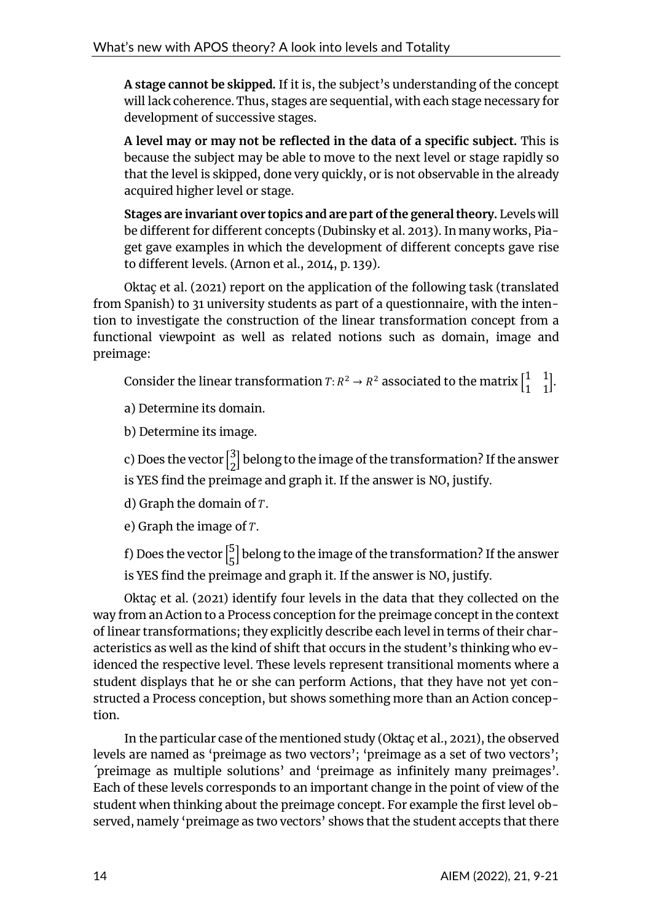**A stage cannot be skipped.** If it is, the subject's understanding of the concept will lack coherence. Thus, stages are sequential, with each stage necessary for development of successive stages.

**A level may or may not be reflected in the data of a specific subject.** This is because the subject may be able to move to the next level or stage rapidly so that the level is skipped, done very quickly, or is not observable in the already acquired higher level or stage.

**Stages are invariant over topics and are part of the general theory.** Levels will be different for different concepts (Dubinsky et al. 2013). In many works, Piaget gave examples in which the development of different concepts gave rise to different levels. (Arnon et al., 2014, p. 139).

Oktaç et al. (2021) report on the application of the following task (translated from Spanish) to 31 university students as part of a questionnaire, with the intention to investigate the construction of the linear transformation concept from a functional viewpoint as well as related notions such as domain, image and preimage:

Consider the linear transformation $T: R^2 \rightarrow R^2$ associated to the matrix $\begin{bmatrix} 1 & 1 \\ 1 & 1 \end{bmatrix}$.

a) Determine its domain.

b) Determine its image.

c) Does the vector $\begin{bmatrix} 3 \\ 2 \end{bmatrix}$ belong to the image of the transformation? If the answer is YES find the preimage and graph it. If the answer is NO, justify.

d) Graph the domain of $T$.

e) Graph the image of $T$.

f) Does the vector $\begin{bmatrix} 5 \\ 5 \end{bmatrix}$ belong to the image of the transformation? If the answer is YES find the preimage and graph it. If the answer is NO, justify.

Oktaç et al. (2021) identify four levels in the data that they collected on the way from an Action to a Process conception for the preimage concept in the context of linear transformations; they explicitly describe each level in terms of their characteristics as well as the kind of shift that occurs in the student's thinking who evidenced the respective level. These levels represent transitional moments where a student displays that he or she can perform Actions, that they have not yet constructed a Process conception, but shows something more than an Action conception.

In the particular case of the mentioned study (Oktaç et al., 2021), the observed levels are named as 'preimage as two vectors'; 'preimage as a set of two vectors'; ´preimage as multiple solutions' and 'preimage as infinitely many preimages'. Each of these levels corresponds to an important change in the point of view of the student when thinking about the preimage concept. For example the first level observed, namely 'preimage as two vectors' shows that the student accepts that there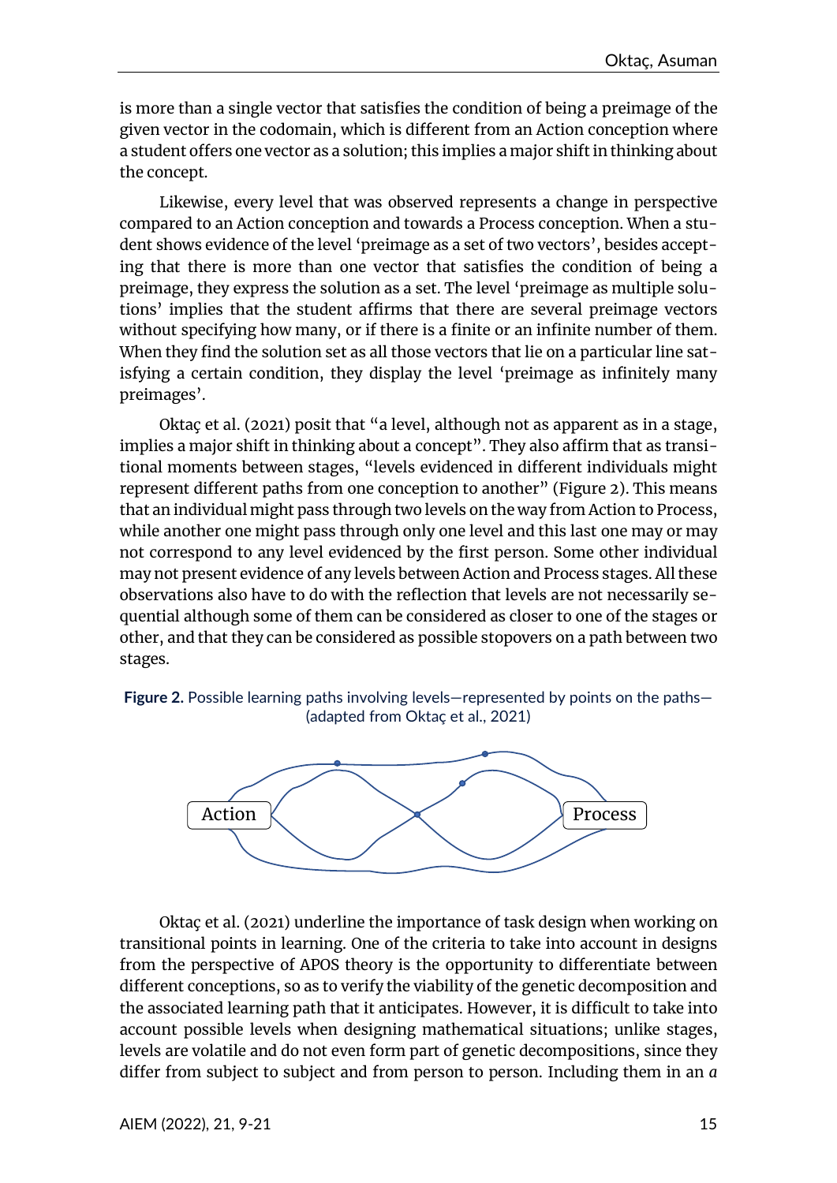is more than a single vector that satisfies the condition of being a preimage of the given vector in the codomain, which is different from an Action conception where a student offers one vector as a solution; this implies a major shift in thinking about the concept.

Likewise, every level that was observed represents a change in perspective compared to an Action conception and towards a Process conception. When a student shows evidence of the level 'preimage as a set of two vectors', besides accepting that there is more than one vector that satisfies the condition of being a preimage, they express the solution as a set. The level 'preimage as multiple solutions' implies that the student affirms that there are several preimage vectors without specifying how many, or if there is a finite or an infinite number of them. When they find the solution set as all those vectors that lie on a particular line satisfying a certain condition, they display the level 'preimage as infinitely many preimages'.

Oktaç et al. (2021) posit that "a level, although not as apparent as in a stage, implies a major shift in thinking about a concept". They also affirm that as transitional moments between stages, "levels evidenced in different individuals might represent different paths from one conception to another" (Figure 2). This means that an individual might pass through two levels on the way from Action to Process, while another one might pass through only one level and this last one may or may not correspond to any level evidenced by the first person. Some other individual may not present evidence of any levels between Action and Process stages. All these observations also have to do with the reflection that levels are not necessarily sequential although some of them can be considered as closer to one of the stages or other, and that they can be considered as possible stopovers on a path between two stages.

**Figure 2.** Possible learning paths involving levels—represented by points on the paths—(adapted from Oktaç et al., 2021)

Oktaç et al. (2021) underline the importance of task design when working on transitional points in learning. One of the criteria to take into account in designs from the perspective of APOS theory is the opportunity to differentiate between different conceptions, so as to verify the viability of the genetic decomposition and the associated learning path that it anticipates. However, it is difficult to take into account possible levels when designing mathematical situations; unlike stages, levels are volatile and do not even form part of genetic decompositions, since they differ from subject to subject and from person to person. Including them in an *a*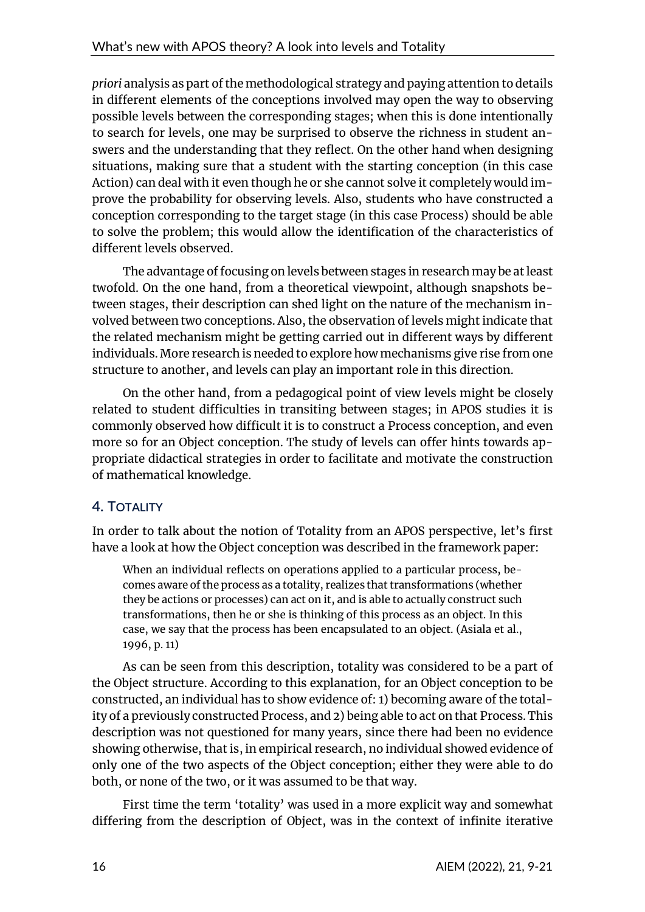*priori* analysis as part of the methodological strategy and paying attention to details in different elements of the conceptions involved may open the way to observing possible levels between the corresponding stages; when this is done intentionally to search for levels, one may be surprised to observe the richness in student answers and the understanding that they reflect. On the other hand when designing situations, making sure that a student with the starting conception (in this case Action) can deal with it even though he or she cannot solve it completely would improve the probability for observing levels. Also, students who have constructed a conception corresponding to the target stage (in this case Process) should be able to solve the problem; this would allow the identification of the characteristics of different levels observed.

The advantage of focusing on levels between stages in research may be at least twofold. On the one hand, from a theoretical viewpoint, although snapshots between stages, their description can shed light on the nature of the mechanism involved between two conceptions. Also, the observation of levels might indicate that the related mechanism might be getting carried out in different ways by different individuals. More research is needed to explore how mechanisms give rise from one structure to another, and levels can play an important role in this direction.

On the other hand, from a pedagogical point of view levels might be closely related to student difficulties in transiting between stages; in APOS studies it is commonly observed how difficult it is to construct a Process conception, and even more so for an Object conception. The study of levels can offer hints towards appropriate didactical strategies in order to facilitate and motivate the construction of mathematical knowledge.

## 4. Totality

In order to talk about the notion of Totality from an APOS perspective, let's first have a look at how the Object conception was described in the framework paper:

> When an individual reflects on operations applied to a particular process, becomes aware of the process as a totality, realizes that transformations (whether they be actions or processes) can act on it, and is able to actually construct such transformations, then he or she is thinking of this process as an object. In this case, we say that the process has been encapsulated to an object. (Asiala et al., 1996, p. 11)

As can be seen from this description, totality was considered to be a part of the Object structure. According to this explanation, for an Object conception to be constructed, an individual has to show evidence of: 1) becoming aware of the totality of a previously constructed Process, and 2) being able to act on that Process. This description was not questioned for many years, since there had been no evidence showing otherwise, that is, in empirical research, no individual showed evidence of only one of the two aspects of the Object conception; either they were able to do both, or none of the two, or it was assumed to be that way.

First time the term 'totality' was used in a more explicit way and somewhat differing from the description of Object, was in the context of infinite iterative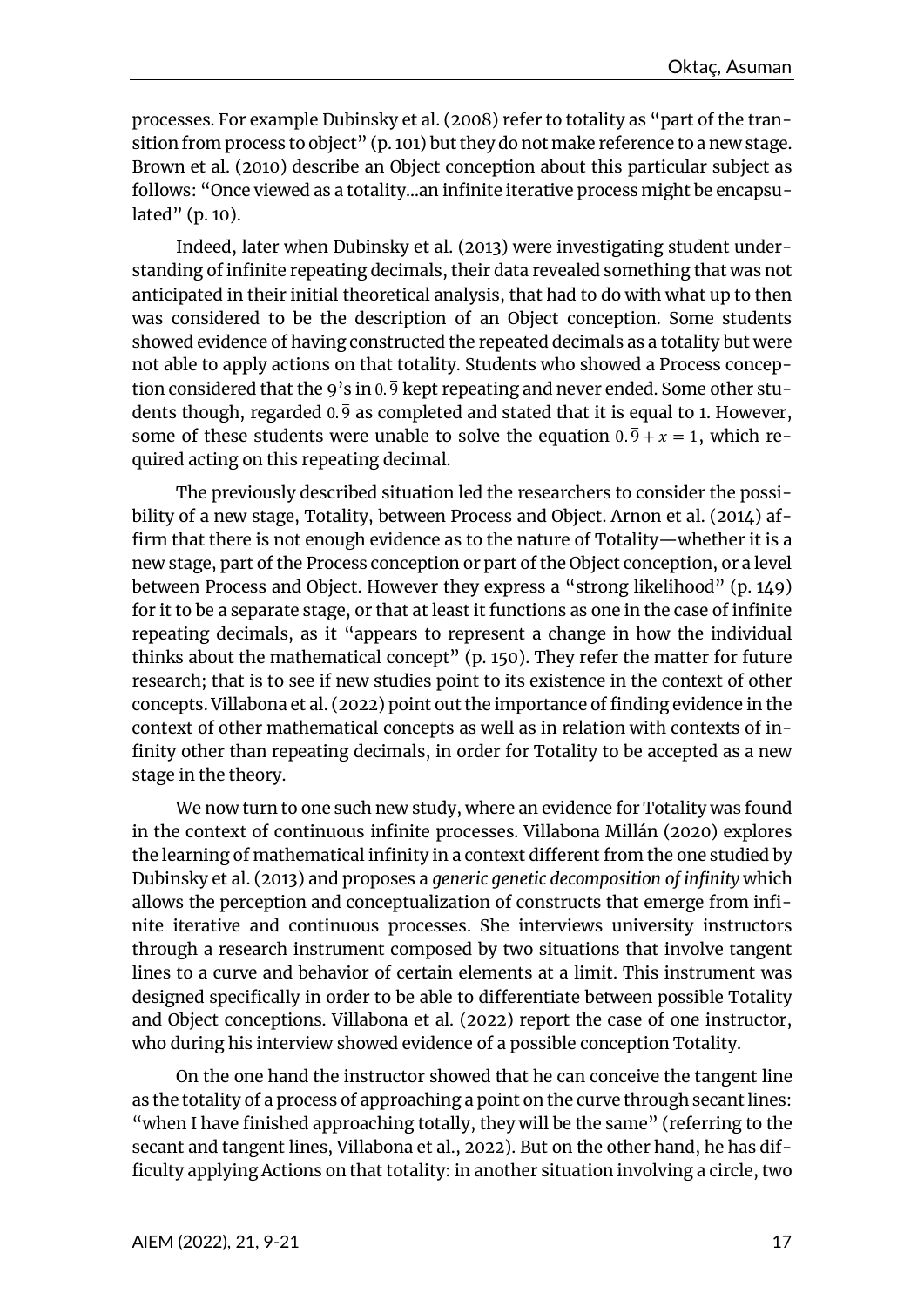processes. For example Dubinsky et al. (2008) refer to totality as "part of the transition from process to object" (p. 101) but they do not make reference to a new stage. Brown et al. (2010) describe an Object conception about this particular subject as follows: "Once viewed as a totality...an infinite iterative process might be encapsulated" (p. 10).

Indeed, later when Dubinsky et al. (2013) were investigating student understanding of infinite repeating decimals, their data revealed something that was not anticipated in their initial theoretical analysis, that had to do with what up to then was considered to be the description of an Object conception. Some students showed evidence of having constructed the repeated decimals as a totality but were not able to apply actions on that totality. Students who showed a Process conception considered that the 9's in $0.\overline{9}$ kept repeating and never ended. Some other students though, regarded $0.\overline{9}$ as completed and stated that it is equal to 1. However, some of these students were unable to solve the equation $0.\overline{9} + x = 1$, which required acting on this repeating decimal.

The previously described situation led the researchers to consider the possibility of a new stage, Totality, between Process and Object. Arnon et al. (2014) affirm that there is not enough evidence as to the nature of Totality—whether it is a new stage, part of the Process conception or part of the Object conception, or a level between Process and Object. However they express a "strong likelihood" (p. 149) for it to be a separate stage, or that at least it functions as one in the case of infinite repeating decimals, as it "appears to represent a change in how the individual thinks about the mathematical concept" (p. 150). They refer the matter for future research; that is to see if new studies point to its existence in the context of other concepts. Villabona et al. (2022) point out the importance of finding evidence in the context of other mathematical concepts as well as in relation with contexts of infinity other than repeating decimals, in order for Totality to be accepted as a new stage in the theory.

We now turn to one such new study, where an evidence for Totality was found in the context of continuous infinite processes. Villabona Millán (2020) explores the learning of mathematical infinity in a context different from the one studied by Dubinsky et al. (2013) and proposes a *generic genetic decomposition of infinity* which allows the perception and conceptualization of constructs that emerge from infinite iterative and continuous processes. She interviews university instructors through a research instrument composed by two situations that involve tangent lines to a curve and behavior of certain elements at a limit. This instrument was designed specifically in order to be able to differentiate between possible Totality and Object conceptions. Villabona et al. (2022) report the case of one instructor, who during his interview showed evidence of a possible conception Totality.

On the one hand the instructor showed that he can conceive the tangent line as the totality of a process of approaching a point on the curve through secant lines: "when I have finished approaching totally, they will be the same" (referring to the secant and tangent lines, Villabona et al., 2022). But on the other hand, he has difficulty applying Actions on that totality: in another situation involving a circle, two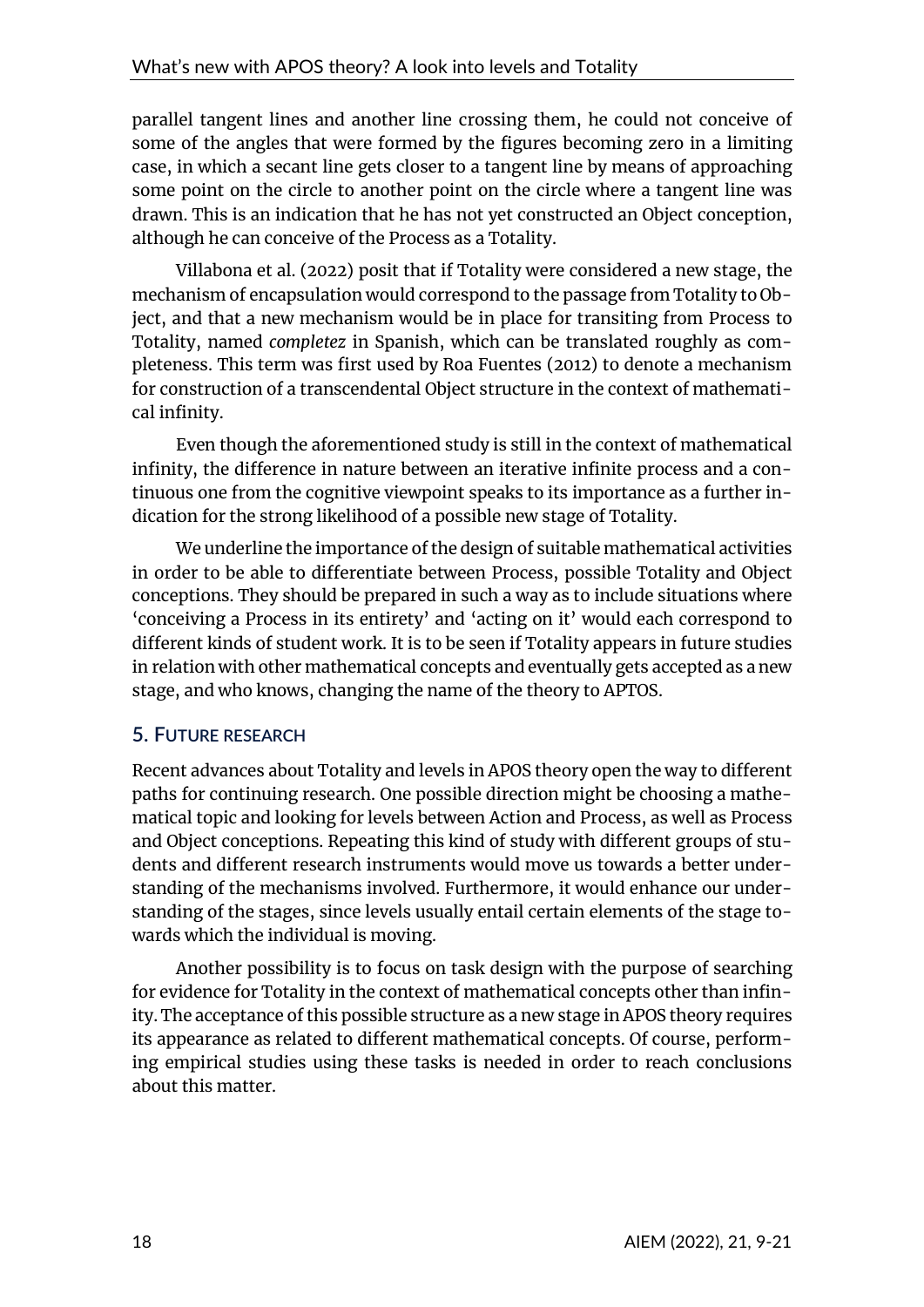parallel tangent lines and another line crossing them, he could not conceive of some of the angles that were formed by the figures becoming zero in a limiting case, in which a secant line gets closer to a tangent line by means of approaching some point on the circle to another point on the circle where a tangent line was drawn. This is an indication that he has not yet constructed an Object conception, although he can conceive of the Process as a Totality.

Villabona et al. (2022) posit that if Totality were considered a new stage, the mechanism of encapsulation would correspond to the passage from Totality to Object, and that a new mechanism would be in place for transiting from Process to Totality, named *completez* in Spanish, which can be translated roughly as completeness. This term was first used by Roa Fuentes (2012) to denote a mechanism for construction of a transcendental Object structure in the context of mathematical infinity.

Even though the aforementioned study is still in the context of mathematical infinity, the difference in nature between an iterative infinite process and a continuous one from the cognitive viewpoint speaks to its importance as a further indication for the strong likelihood of a possible new stage of Totality.

We underline the importance of the design of suitable mathematical activities in order to be able to differentiate between Process, possible Totality and Object conceptions. They should be prepared in such a way as to include situations where 'conceiving a Process in its entirety' and 'acting on it' would each correspond to different kinds of student work. It is to be seen if Totality appears in future studies in relation with other mathematical concepts and eventually gets accepted as a new stage, and who knows, changing the name of the theory to APTOS.

## 5. Future research

Recent advances about Totality and levels in APOS theory open the way to different paths for continuing research. One possible direction might be choosing a mathematical topic and looking for levels between Action and Process, as well as Process and Object conceptions. Repeating this kind of study with different groups of students and different research instruments would move us towards a better understanding of the mechanisms involved. Furthermore, it would enhance our understanding of the stages, since levels usually entail certain elements of the stage towards which the individual is moving.

Another possibility is to focus on task design with the purpose of searching for evidence for Totality in the context of mathematical concepts other than infinity. The acceptance of this possible structure as a new stage in APOS theory requires its appearance as related to different mathematical concepts. Of course, performing empirical studies using these tasks is needed in order to reach conclusions about this matter.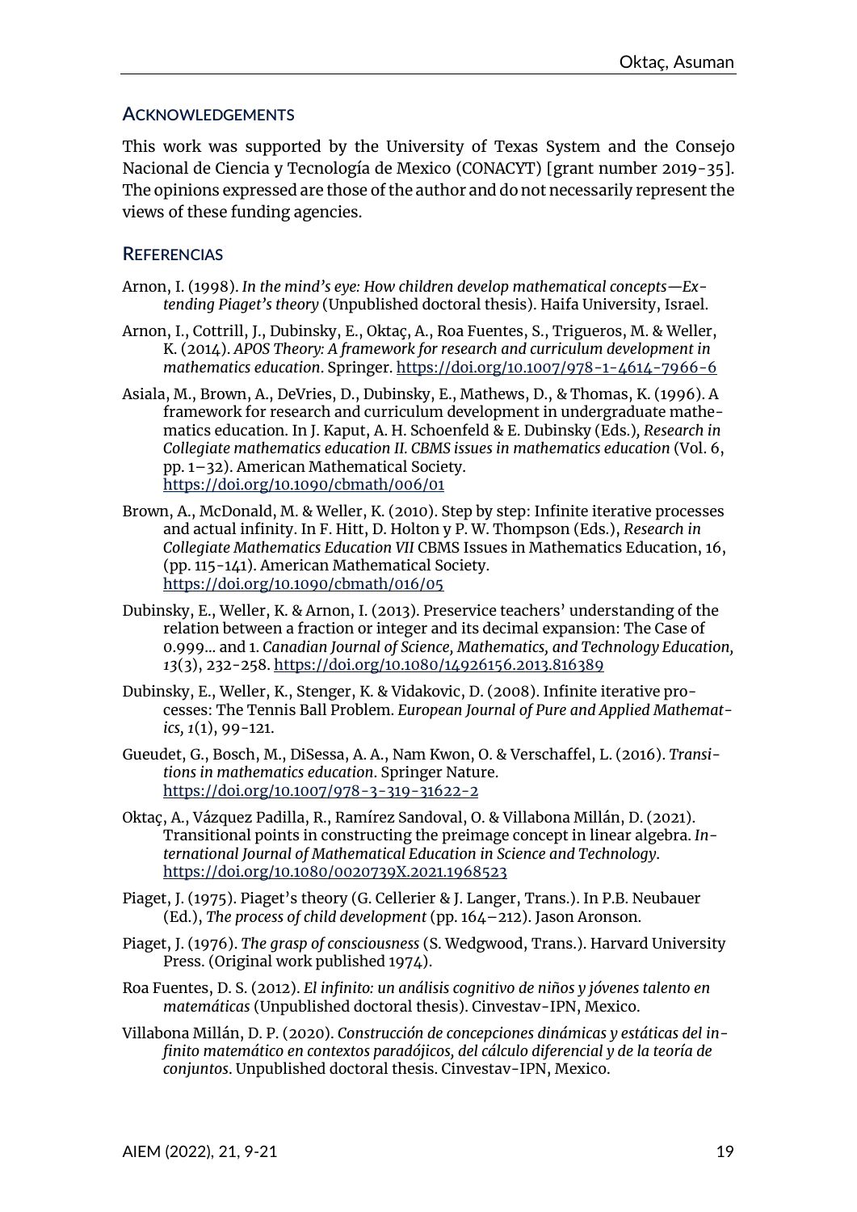## Acknowledgements

This work was supported by the University of Texas System and the Consejo Nacional de Ciencia y Tecnología de Mexico (CONACYT) [grant number 2019-35]. The opinions expressed are those of the author and do not necessarily represent the views of these funding agencies.

## Referencias

Arnon, I. (1998). *In the mind's eye: How children develop mathematical concepts—Extending Piaget's theory* (Unpublished doctoral thesis). Haifa University, Israel.

Arnon, I., Cottrill, J., Dubinsky, E., Oktaç, A., Roa Fuentes, S., Trigueros, M. & Weller, K. (2014). *APOS Theory: A framework for research and curriculum development in mathematics education*. Springer. https://doi.org/10.1007/978-1-4614-7966-6

Asiala, M., Brown, A., DeVries, D., Dubinsky, E., Mathews, D., & Thomas, K. (1996). A framework for research and curriculum development in undergraduate mathematics education. In J. Kaput, A. H. Schoenfeld & E. Dubinsky (Eds.), *Research in Collegiate mathematics education II. CBMS issues in mathematics education* (Vol. 6, pp. 1–32). American Mathematical Society. https://doi.org/10.1090/cbmath/006/01

Brown, A., McDonald, M. & Weller, K. (2010). Step by step: Infinite iterative processes and actual infinity. In F. Hitt, D. Holton y P. W. Thompson (Eds.), *Research in Collegiate Mathematics Education VII* CBMS Issues in Mathematics Education, 16, (pp. 115-141). American Mathematical Society. https://doi.org/10.1090/cbmath/016/05

Dubinsky, E., Weller, K. & Arnon, I. (2013). Preservice teachers' understanding of the relation between a fraction or integer and its decimal expansion: The Case of 0.999... and 1. *Canadian Journal of Science, Mathematics, and Technology Education, 13*(3), 232-258. https://doi.org/10.1080/14926156.2013.816389

Dubinsky, E., Weller, K., Stenger, K. & Vidakovic, D. (2008). Infinite iterative processes: The Tennis Ball Problem. *European Journal of Pure and Applied Mathematics, 1*(1), 99-121.

Gueudet, G., Bosch, M., DiSessa, A. A., Nam Kwon, O. & Verschaffel, L. (2016). *Transitions in mathematics education*. Springer Nature. https://doi.org/10.1007/978-3-319-31622-2

Oktaç, A., Vázquez Padilla, R., Ramírez Sandoval, O. & Villabona Millán, D. (2021). Transitional points in constructing the preimage concept in linear algebra. *International Journal of Mathematical Education in Science and Technology*. https://doi.org/10.1080/0020739X.2021.1968523

Piaget, J. (1975). Piaget's theory (G. Cellerier & J. Langer, Trans.). In P.B. Neubauer (Ed.), *The process of child development* (pp. 164–212). Jason Aronson.

Piaget, J. (1976). *The grasp of consciousness* (S. Wedgwood, Trans.). Harvard University Press. (Original work published 1974).

Roa Fuentes, D. S. (2012). *El infinito: un análisis cognitivo de niños y jóvenes talento en matemáticas* (Unpublished doctoral thesis). Cinvestav-IPN, Mexico.

Villabona Millán, D. P. (2020). *Construcción de concepciones dinámicas y estáticas del infinito matemático en contextos paradójicos, del cálculo diferencial y de la teoría de conjuntos*. Unpublished doctoral thesis. Cinvestav-IPN, Mexico.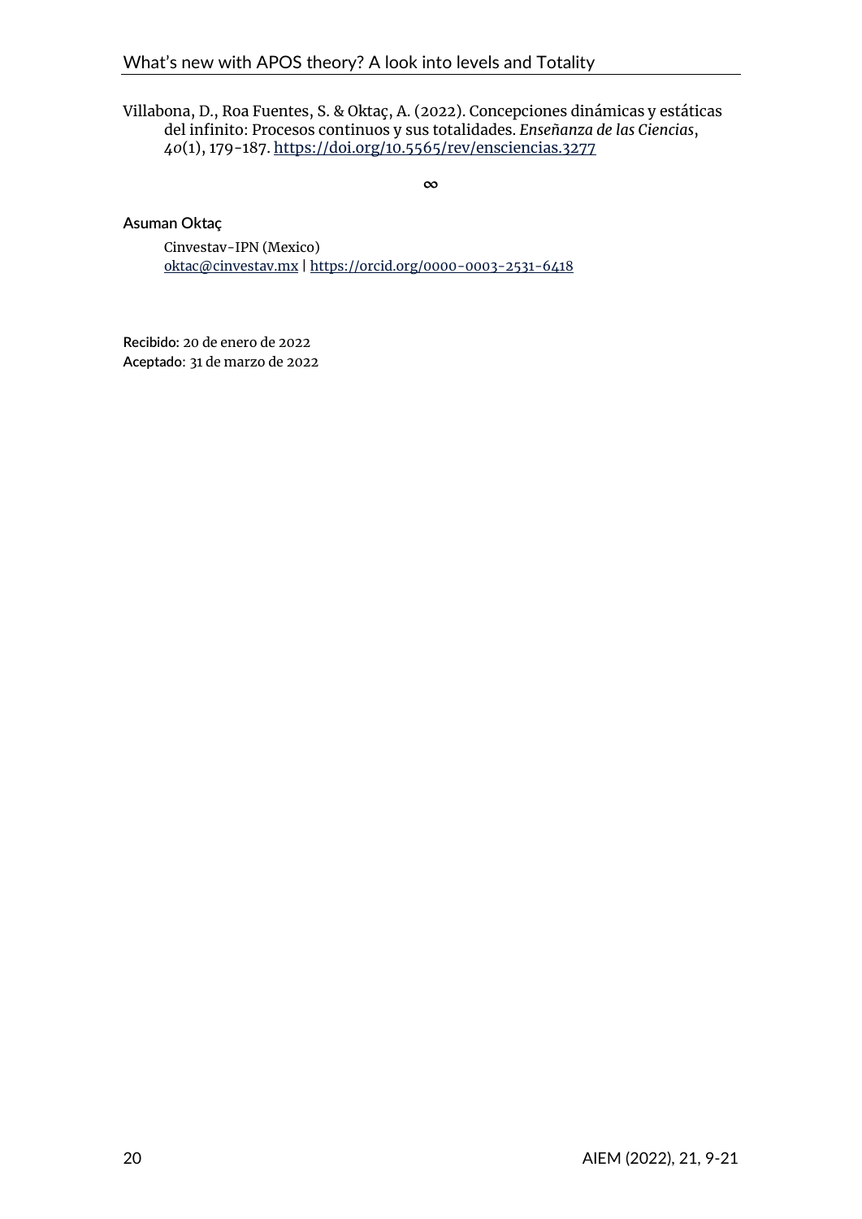Villabona, D., Roa Fuentes, S. & Oktaç, A. (2022). Concepciones dinámicas y estáticas del infinito: Procesos continuos y sus totalidades. *Enseñanza de las Ciencias*, *40*(1), 179-187. https://doi.org/10.5565/rev/ensciencias.3277

∞

**Asuman Oktaç**

Cinvestav-IPN (Mexico)
oktac@cinvestav.mx | https://orcid.org/0000-0003-2531-6418

**Recibido:** 20 de enero de 2022
**Aceptado:** 31 de marzo de 2022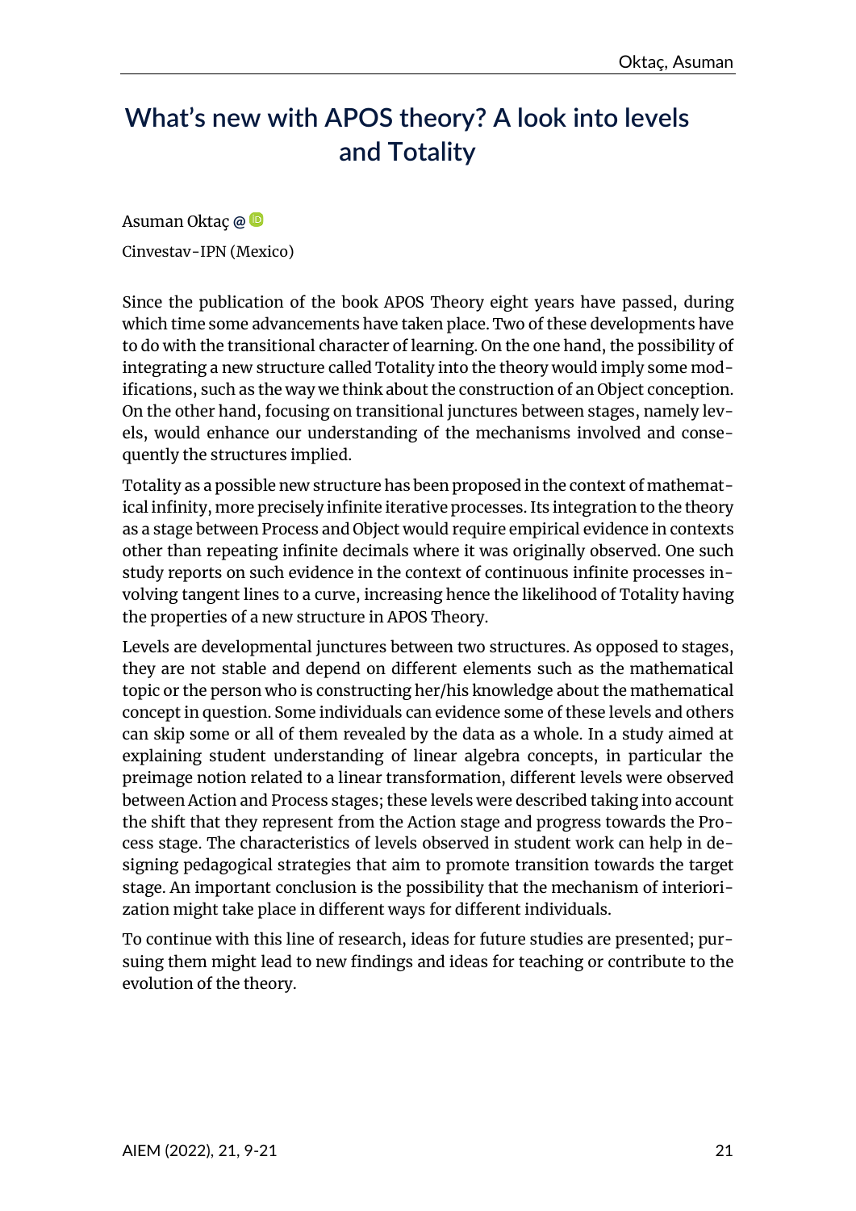# What's new with APOS theory? A look into levels and Totality

Asuman Oktaç @

Cinvestav-IPN (Mexico)

Since the publication of the book APOS Theory eight years have passed, during which time some advancements have taken place. Two of these developments have to do with the transitional character of learning. On the one hand, the possibility of integrating a new structure called Totality into the theory would imply some modifications, such as the way we think about the construction of an Object conception. On the other hand, focusing on transitional junctures between stages, namely levels, would enhance our understanding of the mechanisms involved and consequently the structures implied.

Totality as a possible new structure has been proposed in the context of mathematical infinity, more precisely infinite iterative processes. Its integration to the theory as a stage between Process and Object would require empirical evidence in contexts other than repeating infinite decimals where it was originally observed. One such study reports on such evidence in the context of continuous infinite processes involving tangent lines to a curve, increasing hence the likelihood of Totality having the properties of a new structure in APOS Theory.

Levels are developmental junctures between two structures. As opposed to stages, they are not stable and depend on different elements such as the mathematical topic or the person who is constructing her/his knowledge about the mathematical concept in question. Some individuals can evidence some of these levels and others can skip some or all of them revealed by the data as a whole. In a study aimed at explaining student understanding of linear algebra concepts, in particular the preimage notion related to a linear transformation, different levels were observed between Action and Process stages; these levels were described taking into account the shift that they represent from the Action stage and progress towards the Process stage. The characteristics of levels observed in student work can help in designing pedagogical strategies that aim to promote transition towards the target stage. An important conclusion is the possibility that the mechanism of interiorization might take place in different ways for different individuals.

To continue with this line of research, ideas for future studies are presented; pursuing them might lead to new findings and ideas for teaching or contribute to the evolution of the theory.